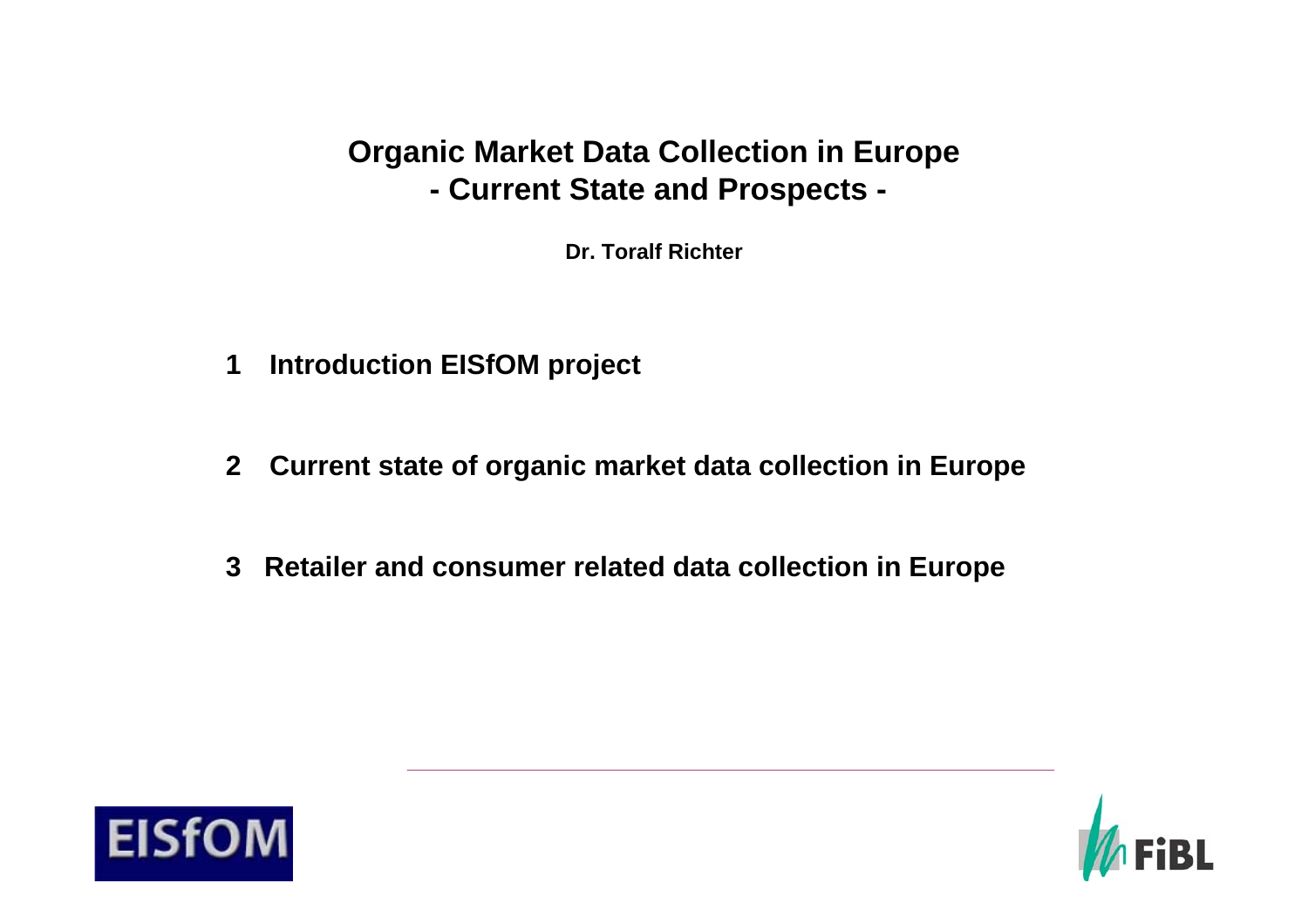# Organic Market Data Collection in Europe
## - Current State and Prospects -

**Dr. Toralf Richter**

1 Introduction EISfOM project

2 Current state of organic market data collection in Europe

3 Retailer and consumer related data collection in Europe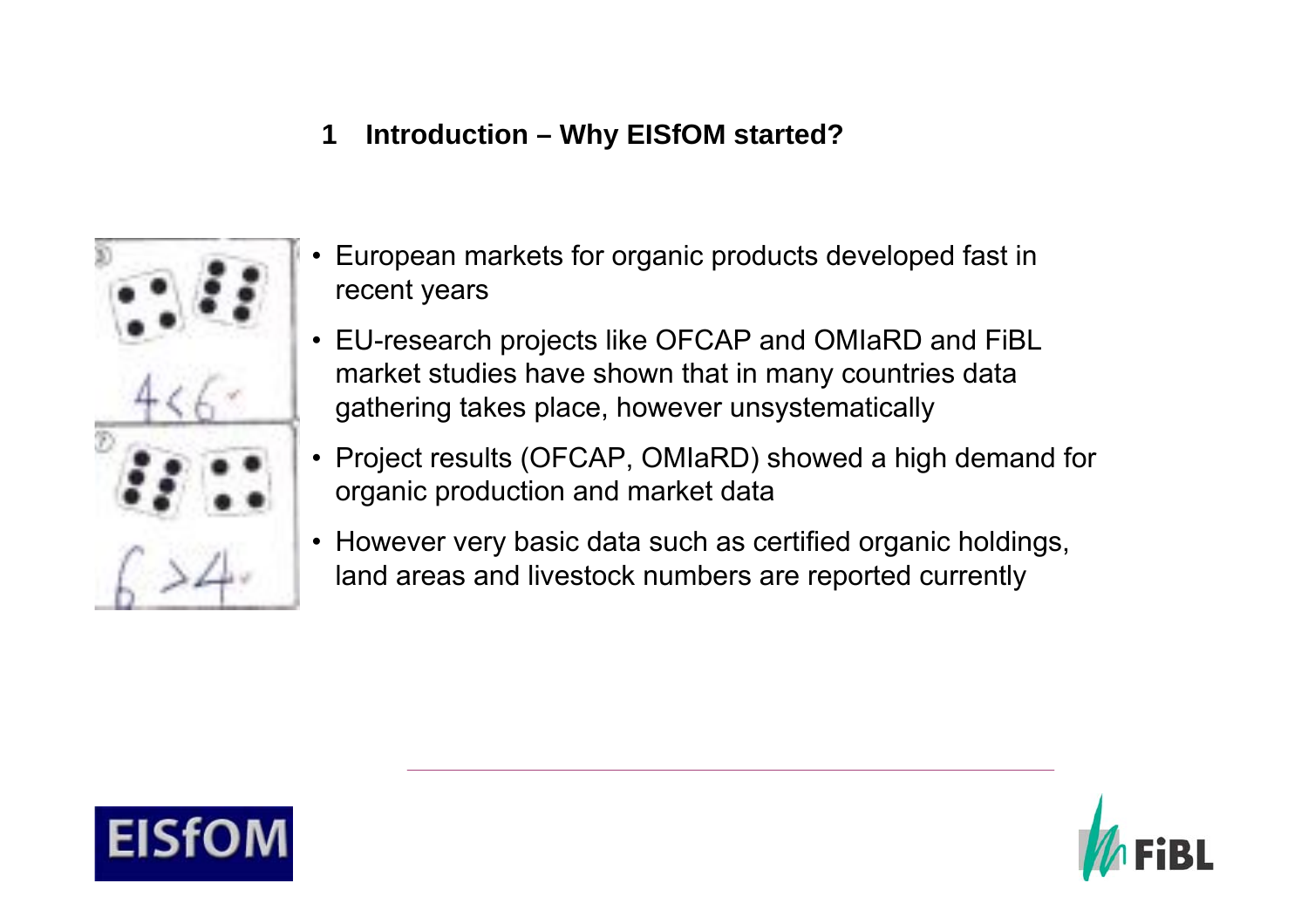## 1 Introduction – Why EISfOM started?

- European markets for organic products developed fast in recent years
- EU-research projects like OFCAP and OMIaRD and FiBL market studies have shown that in many countries data gathering takes place, however unsystematically
- Project results (OFCAP, OMIaRD) showed a high demand for organic production and market data
- However very basic data such as certified organic holdings, land areas and livestock numbers are reported currently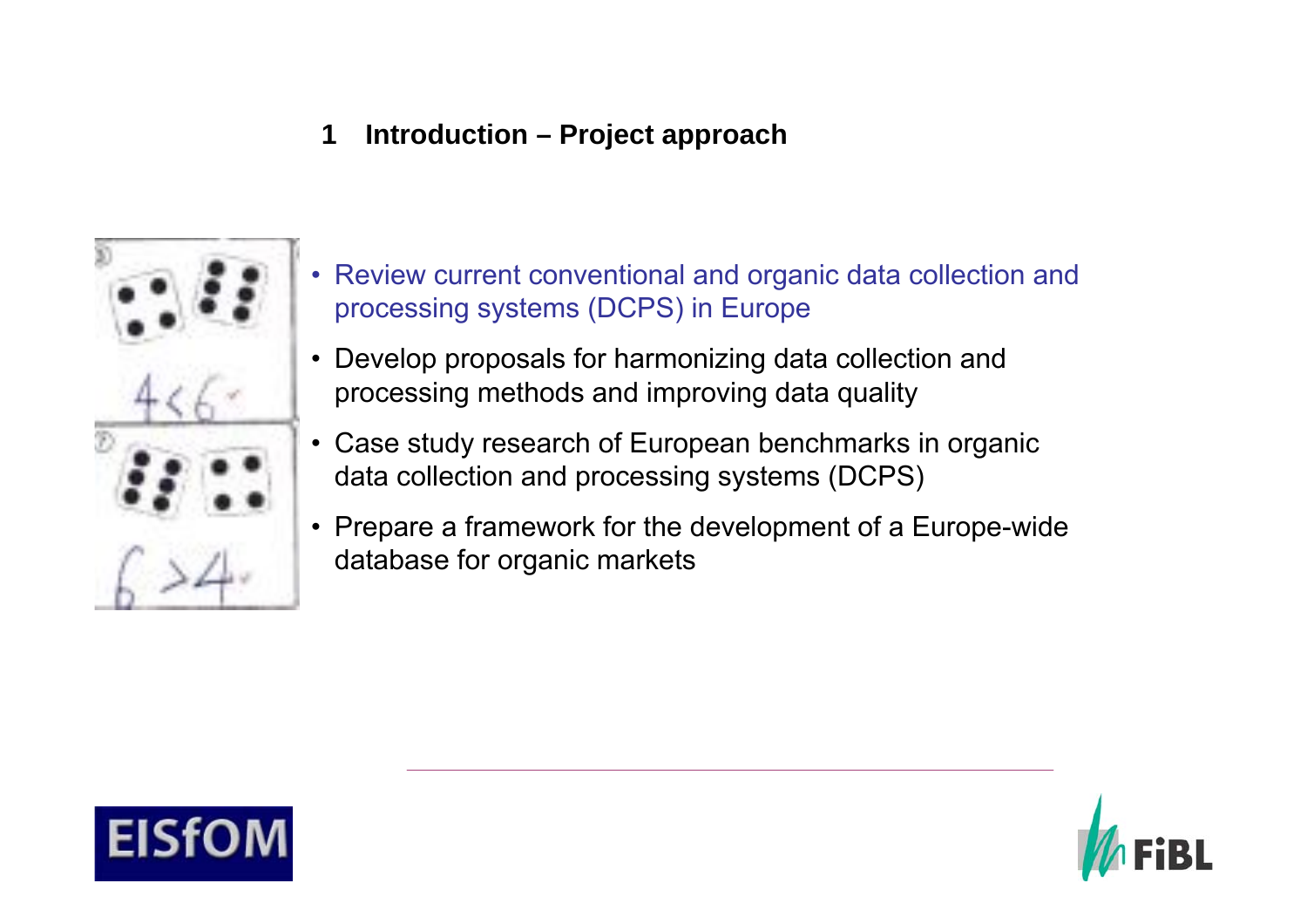## 1 Introduction – Project approach

- Review current conventional and organic data collection and processing systems (DCPS) in Europe
- Develop proposals for harmonizing data collection and processing methods and improving data quality
- Case study research of European benchmarks in organic data collection and processing systems (DCPS)
- Prepare a framework for the development of a Europe-wide database for organic markets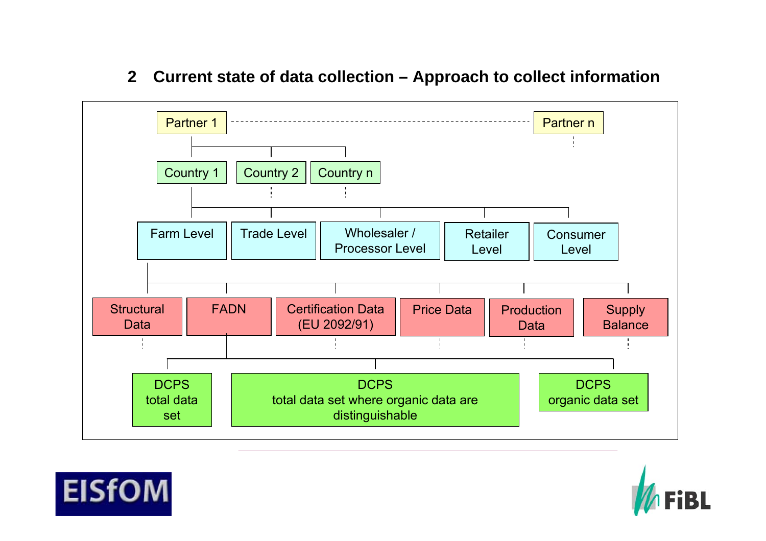## 2 Current state of data collection – Approach to collect information

Partner 1 - - - - - - - - - - - - - - - - - - - - Partner n

- Country 1
- Country 2
- Country n

- Farm Level
- Trade Level
- Wholesaler / Processor Level
- Retailer Level
- Consumer Level

- Structural Data
- FADN
- Certification Data (EU 2092/91)
- Price Data
- Production Data
- Supply Balance

- DCPS total data set
- DCPS total data set where organic data are distinguishable
- DCPS organic data set

EISfOM

FiBL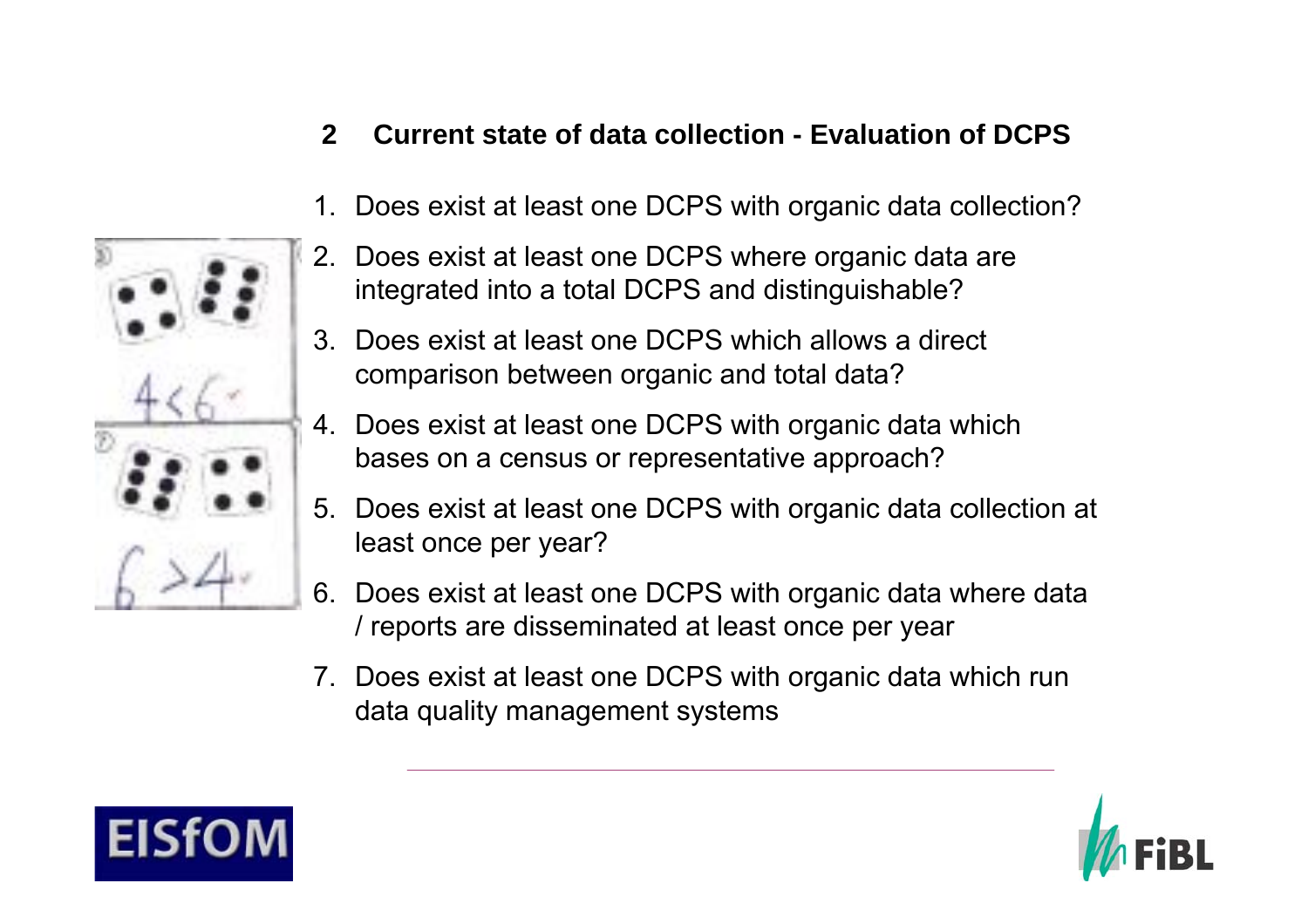## 2 Current state of data collection - Evaluation of DCPS

1. Does exist at least one DCPS with organic data collection?
2. Does exist at least one DCPS where organic data are integrated into a total DCPS and distinguishable?
3. Does exist at least one DCPS which allows a direct comparison between organic and total data?
4. Does exist at least one DCPS with organic data which bases on a census or representative approach?
5. Does exist at least one DCPS with organic data collection at least once per year?
6. Does exist at least one DCPS with organic data where data / reports are disseminated at least once per year
7. Does exist at least one DCPS with organic data which run data quality management systems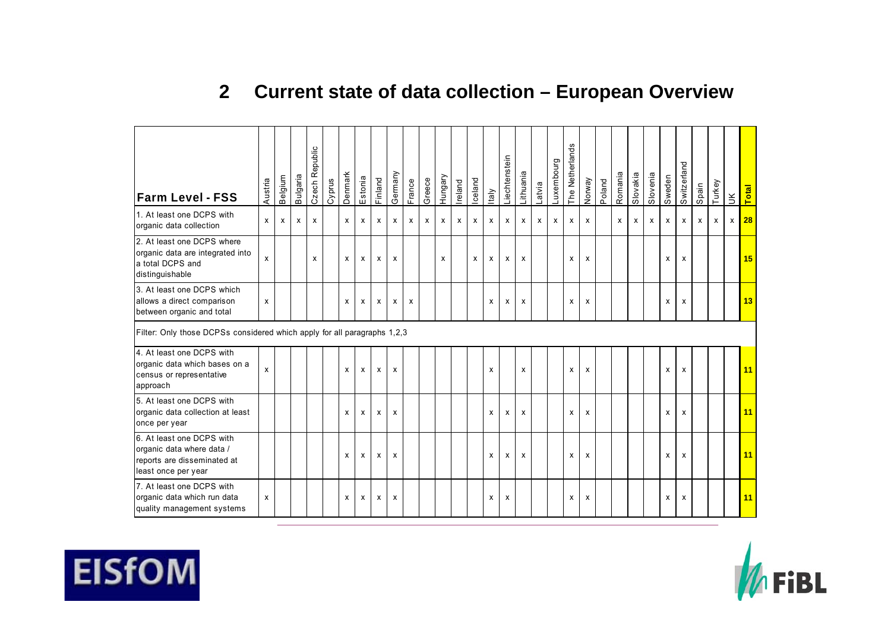# 2 Current state of data collection – European Overview

| Farm Level - FSS | Austria | Belgium | Bulgaria | Czech Republic | Cyprus | Denmark | Estonia | Finland | Germany | France | Greece | Hungary | Ireland | Iceland | Italy | Liechtenstein | Lithuania | Latvia | Luxembourg | The Netherlands | Norway | Poland | Romania | Slovakia | Slovenia | Sweden | Switzerland | Spain | Turkey | UK | **Total** |
|---|---|---|---|---|---|---|---|---|---|---|---|---|---|---|---|---|---|---|---|---|---|---|---|---|---|---|---|---|---|---|---|
| 1. At least one DCPS with organic data collection | x | x | x | x | | x | x | x | x | x | x | x | x | x | x | x | x | x | x | x | x | | x | x | x | x | x | x | x | x | **28** |
| 2. At least one DCPS where organic data are integrated into a total DCPS and distinguishable | x | | | x | | x | x | x | x | | | x | | x | x | x | x | | | x | x | | | | | x | x | | | | **15** |
| 3. At least one DCPS which allows a direct comparison between organic and total | x | | | | | x | x | x | x | x | | | | | x | x | x | | | x | x | | | | | x | x | | | | **13** |
| Filter: Only those DCPSs considered which apply for all paragraphs 1,2,3 | | | | | | | | | | | | | | | | | | | | | | | | | | | | | | | |
| 4. At least one DCPS with organic data which bases on a census or representative approach | x | | | | | x | x | x | x | | | | | | x | | x | | | x | x | | | | | x | x | | | | **11** |
| 5. At least one DCPS with organic data collection at least once per year | | | | | | x | x | x | x | | | | | | x | x | x | | | x | x | | | | | x | x | | | | **11** |
| 6. At least one DCPS with organic data where data / reports are disseminated at least once per year | | | | | | x | x | x | x | | | | | | x | x | x | | | x | x | | | | | x | x | | | | **11** |
| 7. At least one DCPS with organic data which run data quality management systems | x | | | | | x | x | x | x | | | | | | x | x | | | | x | x | | | | | x | x | | | | **11** |

EISfOM

FiBL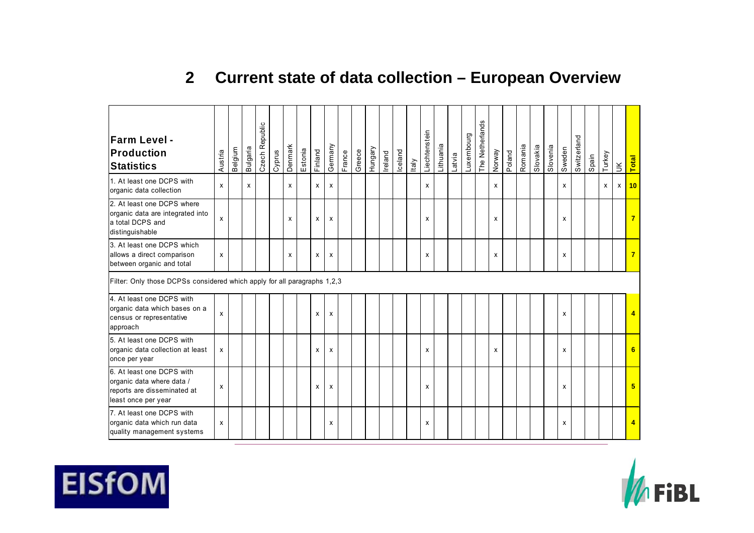## 2 Current state of data collection – European Overview

| Farm Level - Production Statistics | Austria | Belgium | Bulgaria | Czech Republic | Cyprus | Denmark | Estonia | Finland | Germany | France | Greece | Hungary | Ireland | Iceland | Italy | Liechtenstein | Lithuania | Latvia | Luxembourg | The Netherlands | Norway | Poland | Romania | Slovakia | Slovenia | Sweden | Switzerland | Spain | Turkey | UK | Total |
|---|---|---|---|---|---|---|---|---|---|---|---|---|---|---|---|---|---|---|---|---|---|---|---|---|---|---|---|---|---|---|---|
| 1. At least one DCPS with organic data collection | x | | x | | | x | | x | x | | | | | | | x | | | | | x | | | | | x | | | x | x | 10 |
| 2. At least one DCPS where organic data are integrated into a total DCPS and distinguishable | x | | | | | x | | x | x | | | | | | | x | | | | | x | | | | | x | | | | | 7 |
| 3. At least one DCPS which allows a direct comparison between organic and total | x | | | | | x | | x | x | | | | | | | x | | | | | x | | | | | x | | | | | 7 |
| Filter: Only those DCPSs considered which apply for all paragraphs 1,2,3 | | | | | | | | | | | | | | | | | | | | | | | | | | | | | | | |
| 4. At least one DCPS with organic data which bases on a census or representative approach | x | | | | | | | x | x | | | | | | | | | | | | | | | | | x | | | | | 4 |
| 5. At least one DCPS with organic data collection at least once per year | x | | | | | | | x | x | | | | | | | x | | | | | x | | | | | x | | | | | 6 |
| 6. At least one DCPS with organic data where data / reports are disseminated at least once per year | x | | | | | | | x | x | | | | | | | x | | | | | | | | | | x | | | | | 5 |
| 7. At least one DCPS with organic data which run data quality management systems | x | | | | | | | | x | | | | | | | x | | | | | | | | | | x | | | | | 4 |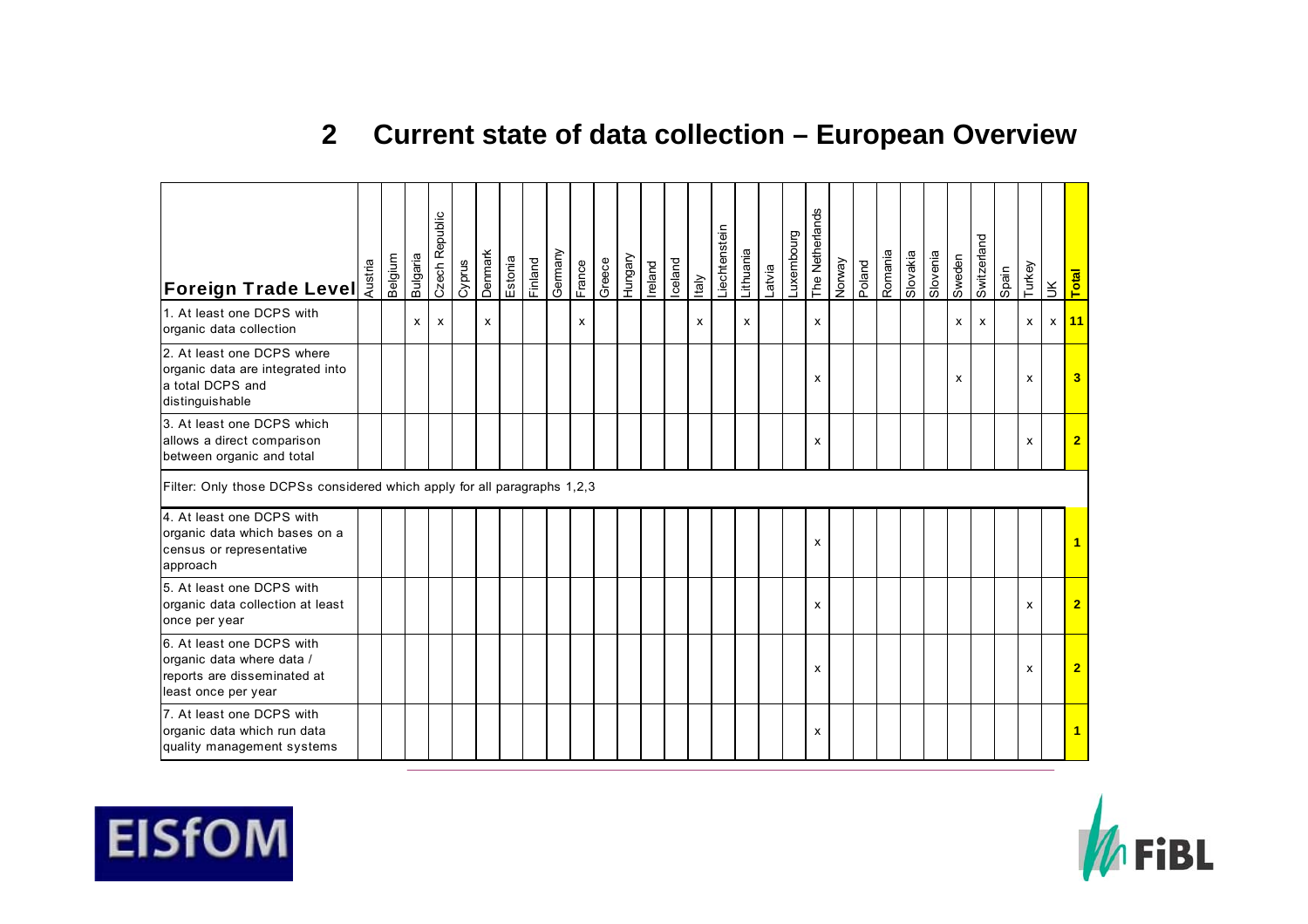## 2 Current state of data collection – European Overview

| Foreign Trade Level | Austria | Belgium | Bulgaria | Czech Republic | Cyprus | Denmark | Estonia | Finland | Germany | France | Greece | Hungary | Ireland | Iceland | Italy | Liechtenstein | Lithuania | Latvia | Luxembourg | The Netherlands | Norway | Poland | Romania | Slovakia | Slovenia | Sweden | Switzerland | Spain | Turkey | UK | Total |
|---|---|---|---|---|---|---|---|---|---|---|---|---|---|---|---|---|---|---|---|---|---|---|---|---|---|---|---|---|---|---|---|
| 1. At least one DCPS with organic data collection | | | x | x | | x | | | | x | | | | | x | | x | | | x | | | | | | x | x | | x | x | **11** |
| 2. At least one DCPS where organic data are integrated into a total DCPS and distinguishable | | | | | | | | | | | | | | | | | | | | x | | | | | | x | | | x | | **3** |
| 3. At least one DCPS which allows a direct comparison between organic and total | | | | | | | | | | | | | | | | | | | | x | | | | | | | | | x | | **2** |
| Filter: Only those DCPSs considered which apply for all paragraphs 1,2,3 | | | | | | | | | | | | | | | | | | | | | | | | | | | | | | | |
| 4. At least one DCPS with organic data which bases on a census or representative approach | | | | | | | | | | | | | | | | | | | | x | | | | | | | | | | | **1** |
| 5. At least one DCPS with organic data collection at least once per year | | | | | | | | | | | | | | | | | | | | x | | | | | | | | | x | | **2** |
| 6. At least one DCPS with organic data where data / reports are disseminated at least once per year | | | | | | | | | | | | | | | | | | | | x | | | | | | | | | x | | **2** |
| 7. At least one DCPS with organic data which run data quality management systems | | | | | | | | | | | | | | | | | | | | x | | | | | | | | | | | **1** |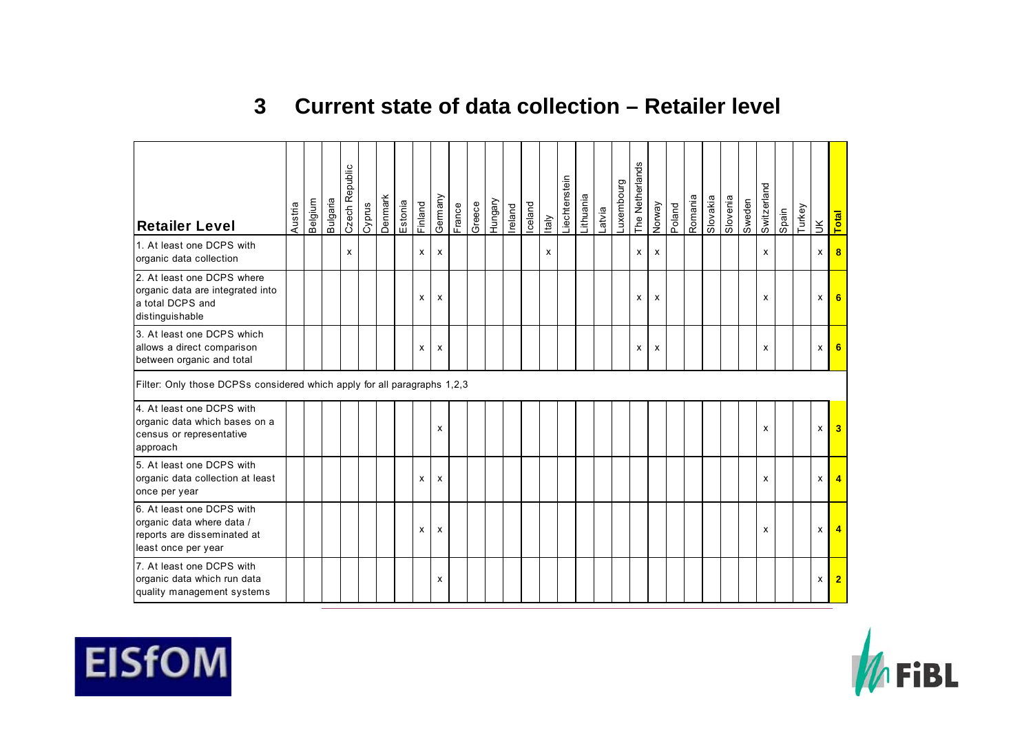# 3 Current state of data collection – Retailer level

| Retailer Level | Austria | Belgium | Bulgaria | Czech Republic | Cyprus | Denmark | Estonia | Finland | Germany | France | Greece | Hungary | Ireland | Iceland | Italy | Liechtenstein | Lithuania | Latvia | Luxembourg | The Netherlands | Norway | Poland | Romania | Slovakia | Slovenia | Sweden | Switzerland | Spain | Turkey | UK | Total |
|---|---|---|---|---|---|---|---|---|---|---|---|---|---|---|---|---|---|---|---|---|---|---|---|---|---|---|---|---|---|---|---|
| 1. At least one DCPS with organic data collection | | | | x | | | | x | x | | | | | | x | | | | | x | x | | | | | | x | | | x | 8 |
| 2. At least one DCPS where organic data are integrated into a total DCPS and distinguishable | | | | | | | | x | x | | | | | | | | | | | x | x | | | | | | x | | | x | 6 |
| 3. At least one DCPS which allows a direct comparison between organic and total | | | | | | | | x | x | | | | | | | | | | | x | x | | | | | | x | | | x | 6 |
| Filter: Only those DCPSs considered which apply for all paragraphs 1,2,3 | | | | | | | | | | | | | | | | | | | | | | | | | | | | | | | |
| 4. At least one DCPS with organic data which bases on a census or representative approach | | | | | | | | | x | | | | | | | | | | | | | | | | | | x | | | x | 3 |
| 5. At least one DCPS with organic data collection at least once per year | | | | | | | | x | x | | | | | | | | | | | | | | | | | | x | | | x | 4 |
| 6. At least one DCPS with organic data where data / reports are disseminated at least once per year | | | | | | | | x | x | | | | | | | | | | | | | | | | | | x | | | x | 4 |
| 7. At least one DCPS with organic data which run data quality management systems | | | | | | | | | x | | | | | | | | | | | | | | | | | | | | | x | 2 |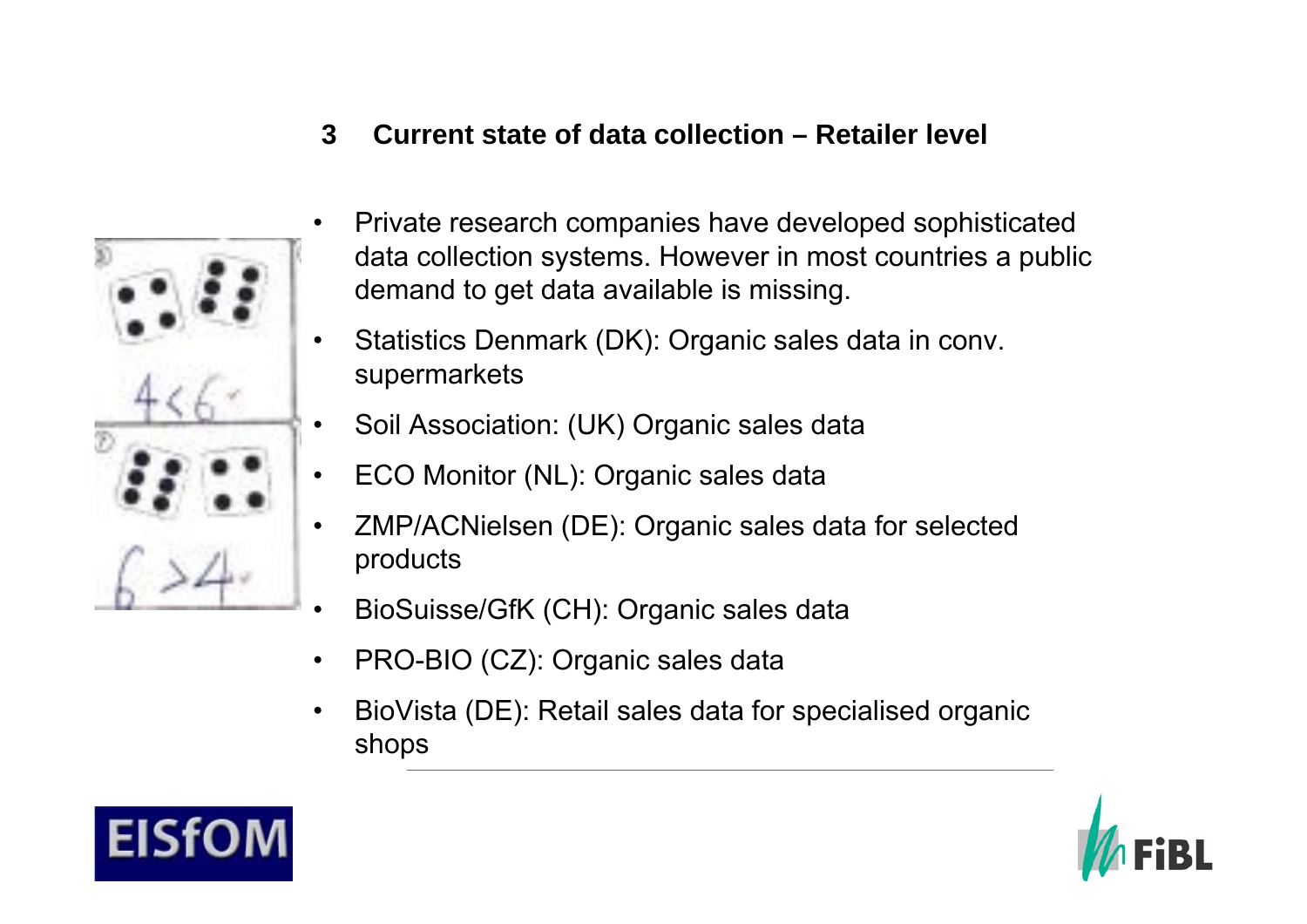## 3 Current state of data collection – Retailer level

- Private research companies have developed sophisticated data collection systems. However in most countries a public demand to get data available is missing.
- Statistics Denmark (DK): Organic sales data in conv. supermarkets
- Soil Association: (UK) Organic sales data
- ECO Monitor (NL): Organic sales data
- ZMP/ACNielsen (DE): Organic sales data for selected products
- BioSuisse/GfK (CH): Organic sales data
- PRO-BIO (CZ): Organic sales data
- BioVista (DE): Retail sales data for specialised organic shops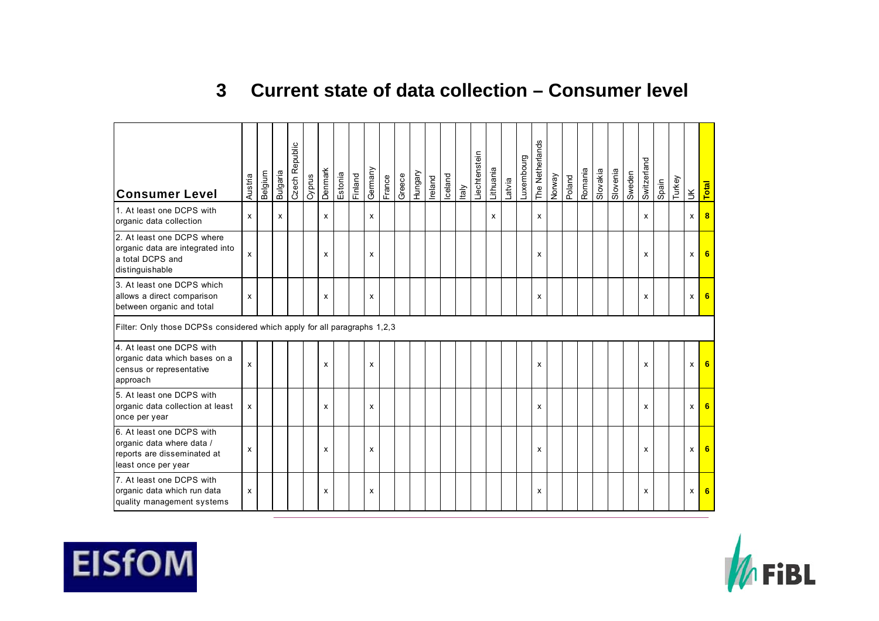## 3 Current state of data collection – Consumer level

| Consumer Level | Austria | Belgium | Bulgaria | Czech Republic | Cyprus | Denmark | Estonia | Finland | Germany | France | Greece | Hungary | Ireland | Iceland | Italy | Liechtenstein | Lithuania | Latvia | Luxembourg | The Netherlands | Norway | Poland | Romania | Slovakia | Slovenia | Sweden | Switzerland | Spain | Turkey | UK | Total |
|---|---|---|---|---|---|---|---|---|---|---|---|---|---|---|---|---|---|---|---|---|---|---|---|---|---|---|---|---|---|---|---|
| 1. At least one DCPS with organic data collection | x | | x | | | x | | | x | | | | | | | | x | | | x | | | | | | | x | | | x | **8** |
| 2. At least one DCPS where organic data are integrated into a total DCPS and distinguishable | x | | | | | x | | | x | | | | | | | | | | | x | | | | | | | x | | | x | **6** |
| 3. At least one DCPS which allows a direct comparison between organic and total | x | | | | | x | | | x | | | | | | | | | | | x | | | | | | | x | | | x | **6** |
| Filter: Only those DCPSs considered which apply for all paragraphs 1,2,3 | | | | | | | | | | | | | | | | | | | | | | | | | | | | | | | |
| 4. At least one DCPS with organic data which bases on a census or representative approach | x | | | | | x | | | x | | | | | | | | | | | x | | | | | | | x | | | x | **6** |
| 5. At least one DCPS with organic data collection at least once per year | x | | | | | x | | | x | | | | | | | | | | | x | | | | | | | x | | | x | **6** |
| 6. At least one DCPS with organic data where data / reports are disseminated at least once per year | x | | | | | x | | | x | | | | | | | | | | | x | | | | | | | x | | | x | **6** |
| 7. At least one DCPS with organic data which run data quality management systems | x | | | | | x | | | x | | | | | | | | | | | x | | | | | | | x | | | x | **6** |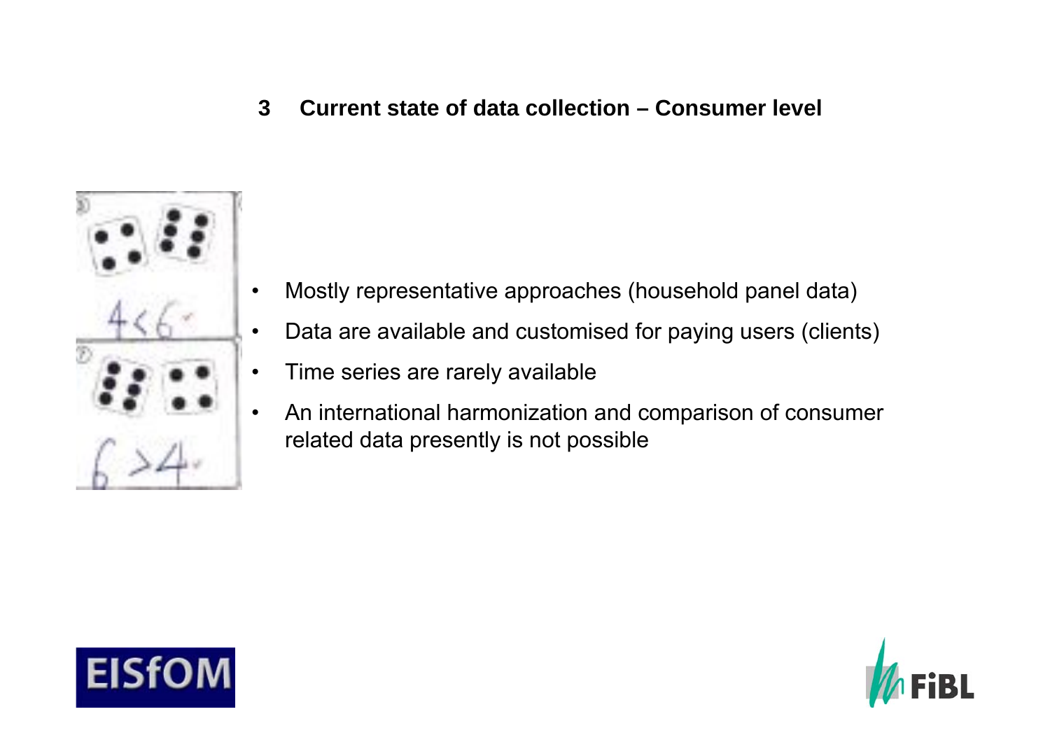## 3 Current state of data collection – Consumer level

- Mostly representative approaches (household panel data)
- Data are available and customised for paying users (clients)
- Time series are rarely available
- An international harmonization and comparison of consumer related data presently is not possible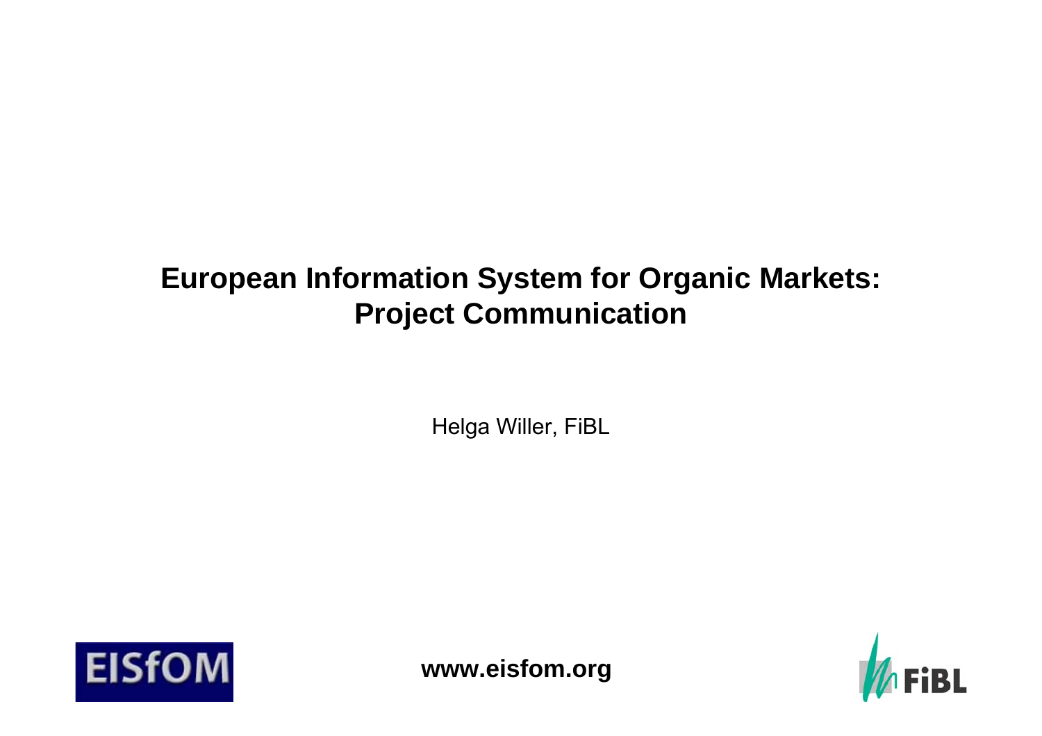# European Information System for Organic Markets: Project Communication

Helga Willer, FiBL

EISfOM

**www.eisfom.org**

FiBL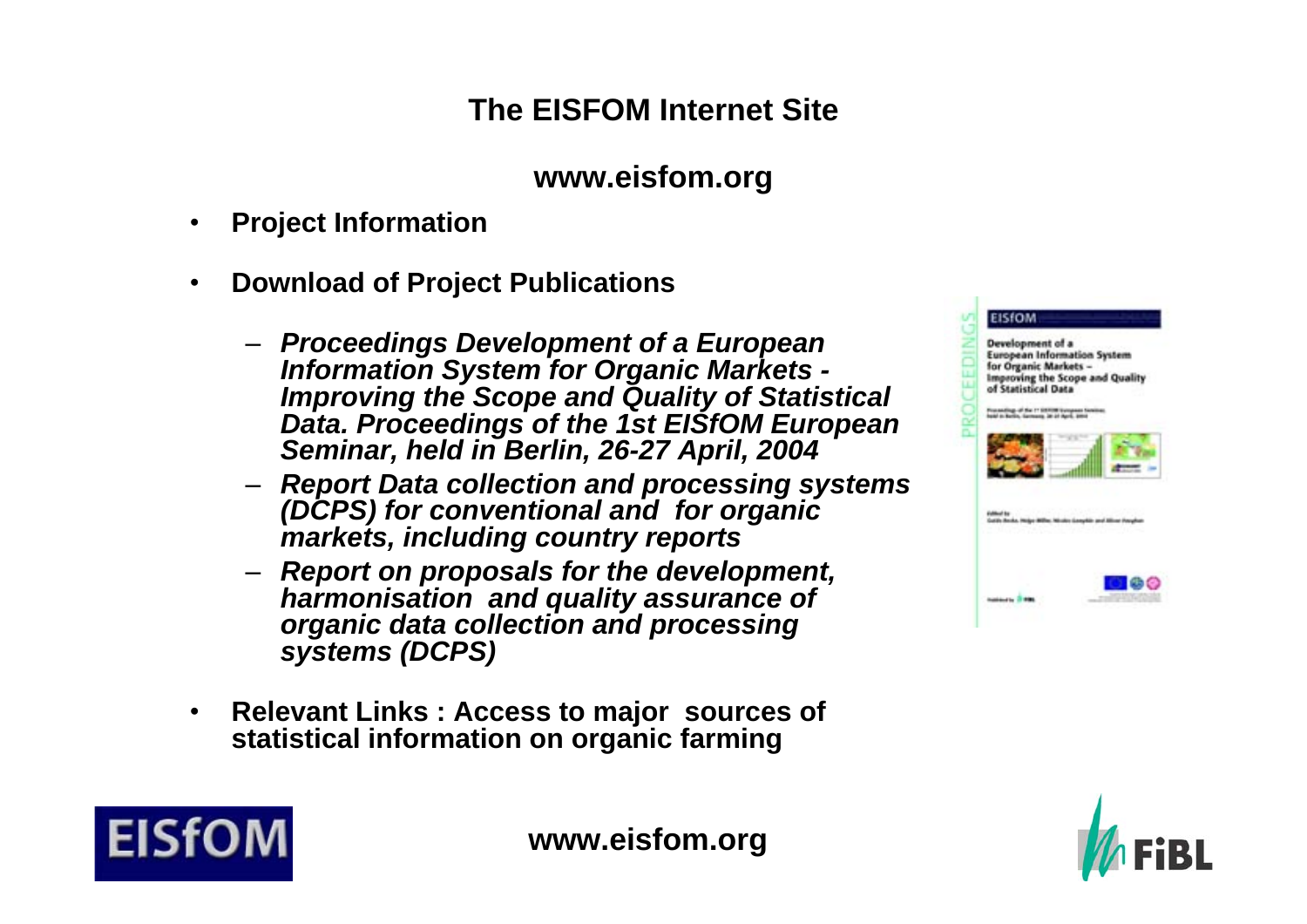## The EISFOM Internet Site

**www.eisfom.org**

- **Project Information**
- **Download of Project Publications**
  - ***Proceedings Development of a European Information System for Organic Markets - Improving the Scope and Quality of Statistical Data. Proceedings of the 1st EISfOM European Seminar, held in Berlin, 26-27 April, 2004***
  - ***Report Data collection and processing systems (DCPS) for conventional and for organic markets, including country reports***
  - ***Report on proposals for the development, harmonisation and quality assurance of organic data collection and processing systems (DCPS)***
- **Relevant Links : Access to major sources of statistical information on organic farming**

**www.eisfom.org**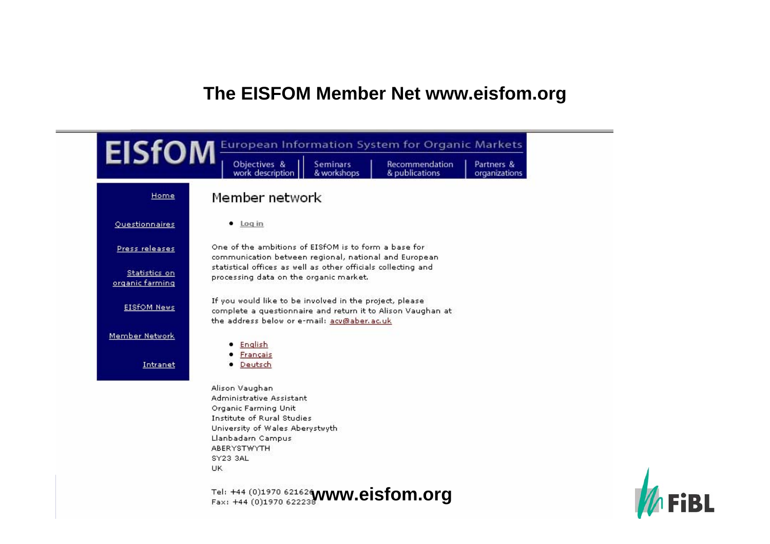# The EISFOM Member Net www.eisfom.org

EISfOM European Information System for Organic Markets

Objectives & work description | Seminars & workshops | Recommendation & publications | Partners & organizations

- Home
- Questionnaires
- Press releases
- Statistics on organic farming
- EISfOM News
- Member Network
- Intranet

## Member network

- Log in

One of the ambitions of EISfOM is to form a base for communication between regional, national and European statistical offices as well as other officials collecting and processing data on the organic market.

If you would like to be involved in the project, please complete a questionnaire and return it to Alison Vaughan at the address below or e-mail: acv@aber.ac.uk

- English
- Français
- Deutsch

Alison Vaughan
Administrative Assistant
Organic Farming Unit
Institute of Rural Studies
University of Wales Aberystwyth
Llanbadarn Campus
ABERYSTWYTH
SY23 3AL
UK

Tel: +44 (0)1970 621626
Fax: +44 (0)1970 622238

**www.eisfom.org**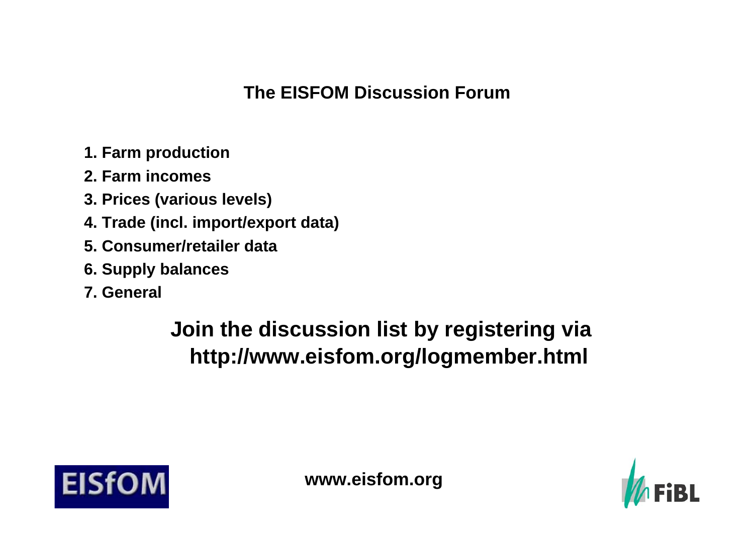## The EISFOM Discussion Forum

1. Farm production
2. Farm incomes
3. Prices (various levels)
4. Trade (incl. import/export data)
5. Consumer/retailer data
6. Supply balances
7. General

**Join the discussion list by registering via http://www.eisfom.org/logmember.html**

EISfOM

www.eisfom.org

FiBL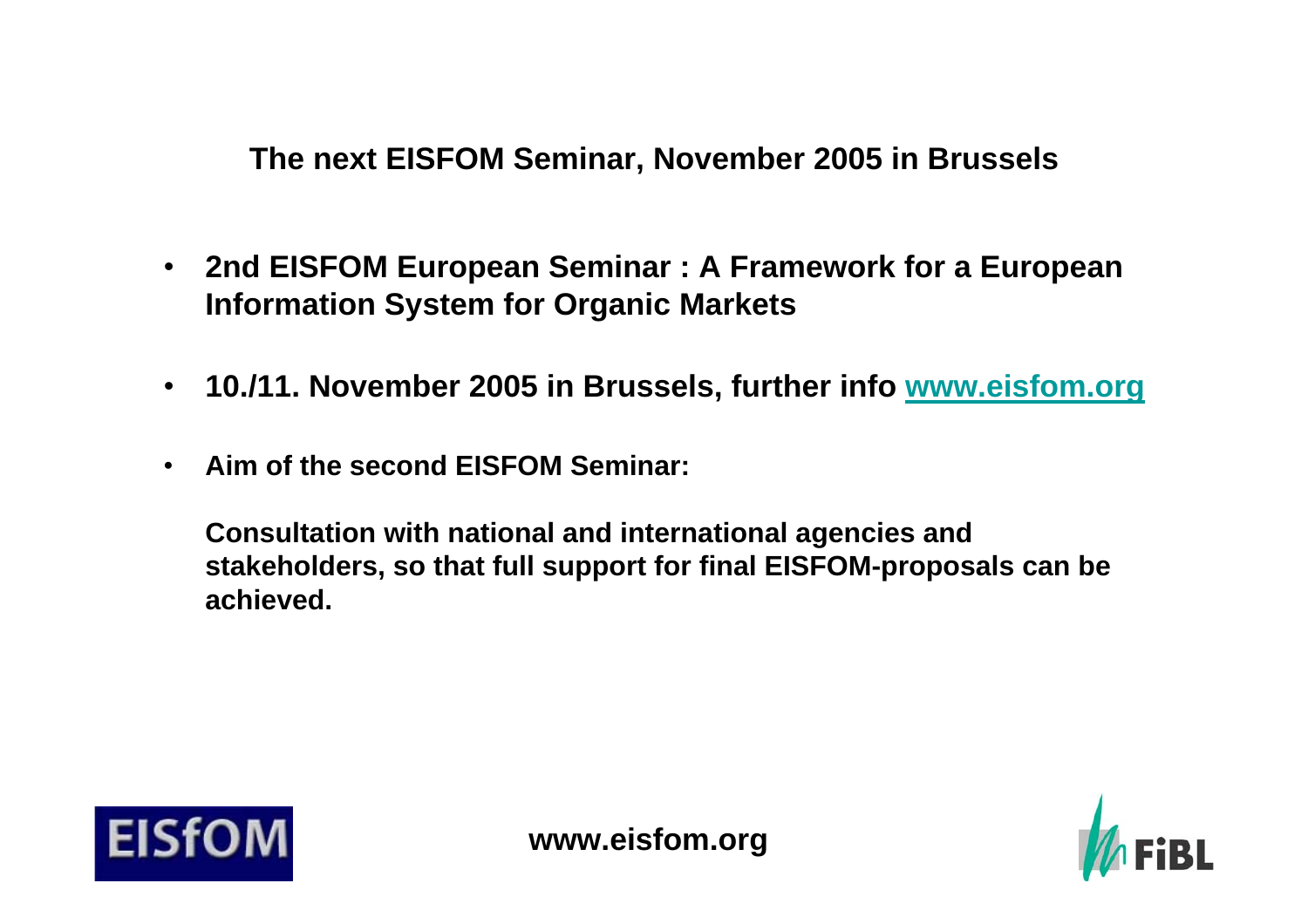## The next EISFOM Seminar, November 2005 in Brussels

- **2nd EISFOM European Seminar : A Framework for a European Information System for Organic Markets**
- **10./11. November 2005 in Brussels, further info [www.eisfom.org](www.eisfom.org)**
- **Aim of the second EISFOM Seminar:**

  **Consultation with national and international agencies and stakeholders, so that full support for final EISFOM-proposals can be achieved.**

**www.eisfom.org**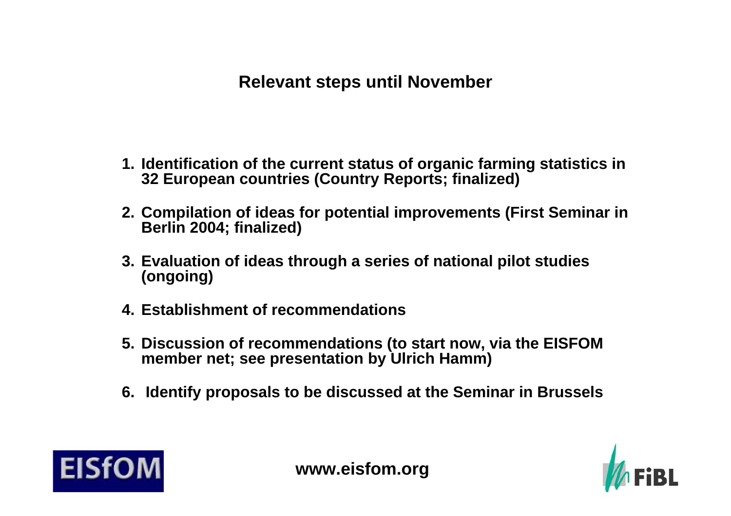# Relevant steps until November

1. Identification of the current status of organic farming statistics in 32 European countries (Country Reports; finalized)
2. Compilation of ideas for potential improvements (First Seminar in Berlin 2004; finalized)
3. Evaluation of ideas through a series of national pilot studies (ongoing)
4. Establishment of recommendations
5. Discussion of recommendations (to start now, via the EISFOM member net; see presentation by Ulrich Hamm)
6. Identify proposals to be discussed at the Seminar in Brussels

EISfOM

www.eisfom.org

FiBL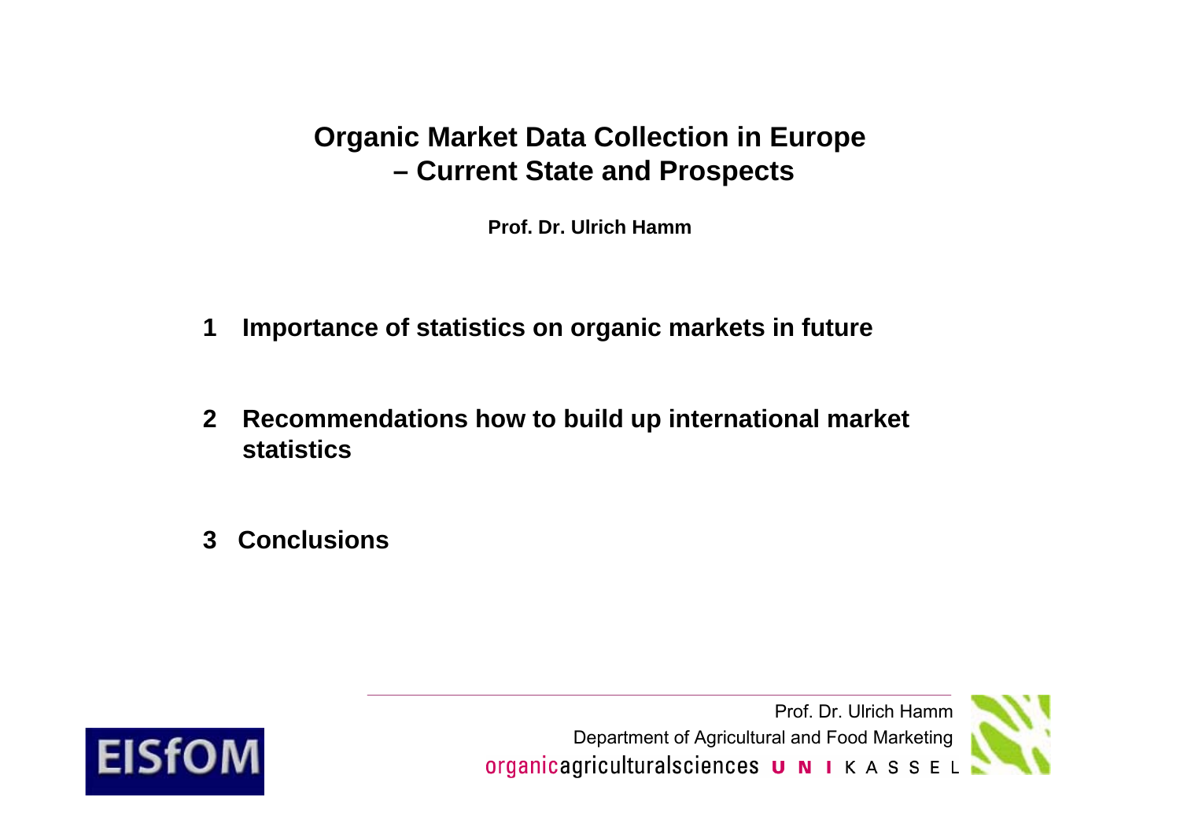# Organic Market Data Collection in Europe – Current State and Prospects

**Prof. Dr. Ulrich Hamm**

1. **Importance of statistics on organic markets in future**
2. **Recommendations how to build up international market statistics**
3. **Conclusions**

Prof. Dr. Ulrich Hamm
Department of Agricultural and Food Marketing
organicagriculturalsciences UNI KASSEL

EISfOM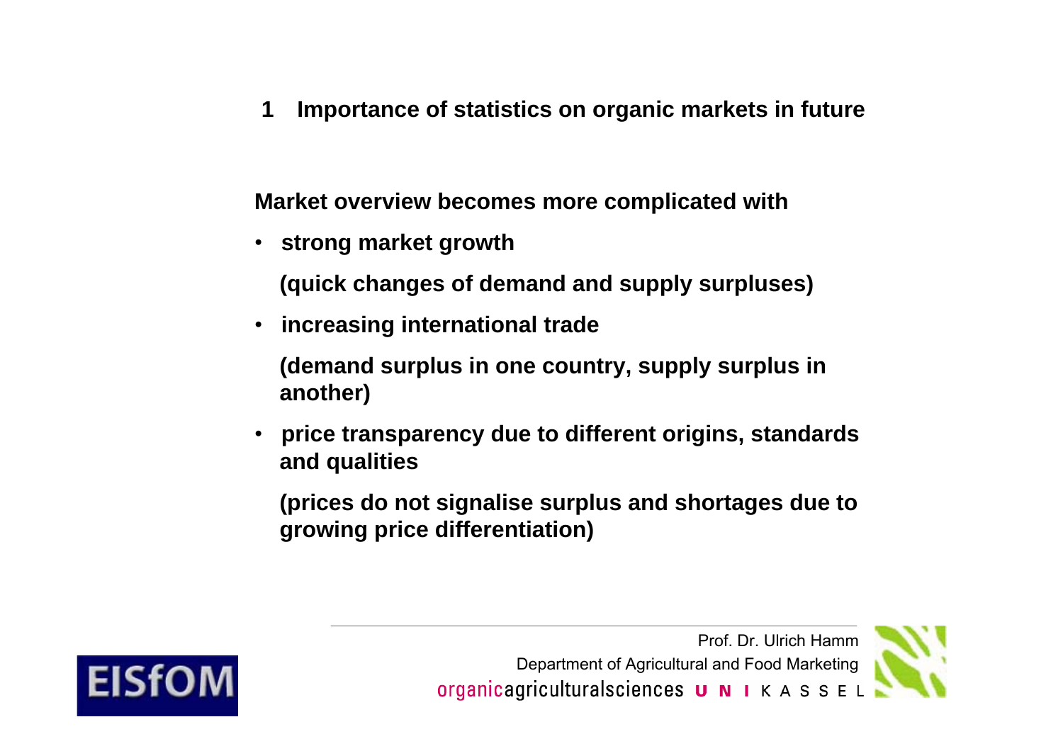## 1 Importance of statistics on organic markets in future

**Market overview becomes more complicated with**

- **strong market growth**

  **(quick changes of demand and supply surpluses)**

- **increasing international trade**

  **(demand surplus in one country, supply surplus in another)**

- **price transparency due to different origins, standards and qualities**

  **(prices do not signalise surplus and shortages due to growing price differentiation)**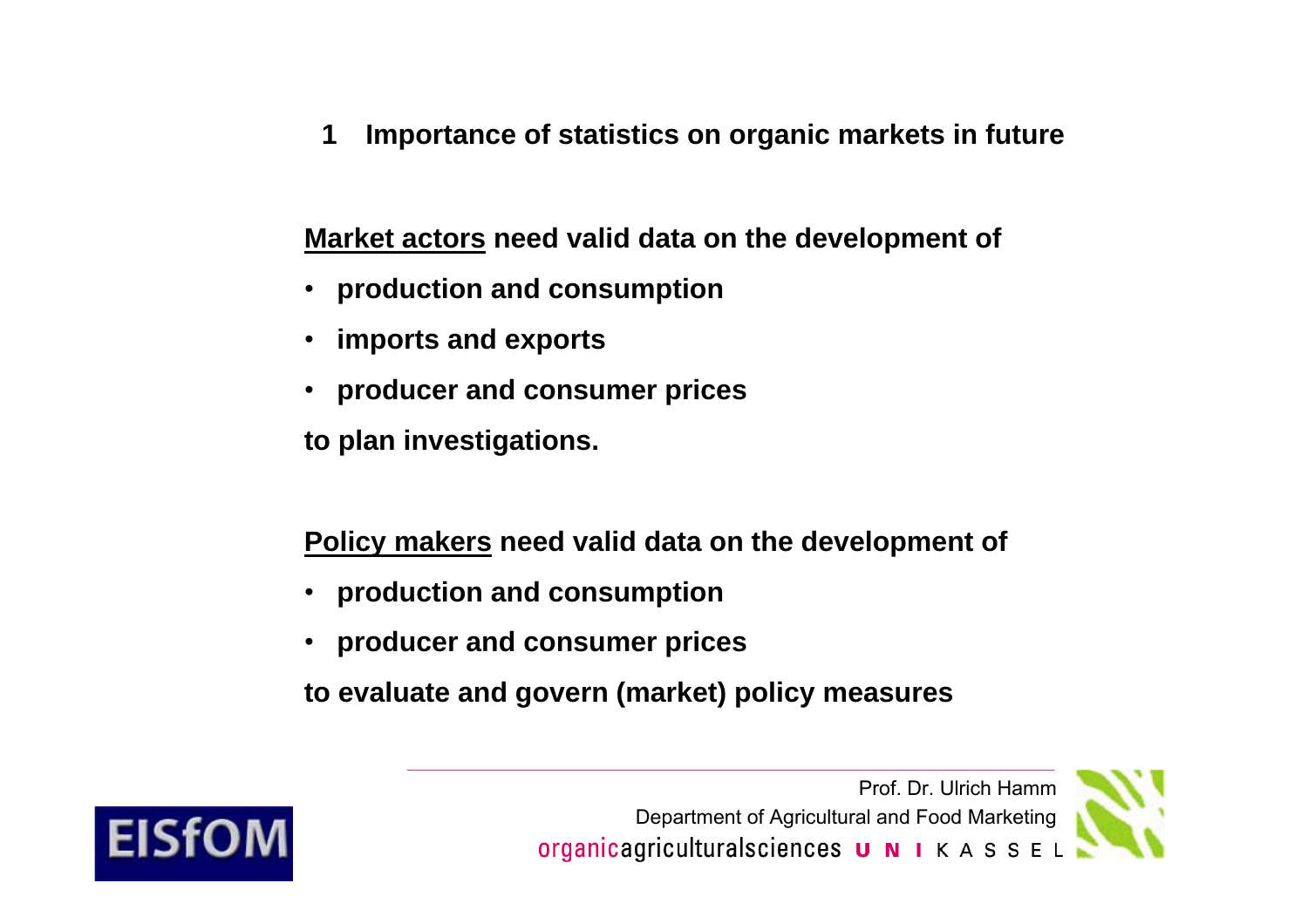## 1 Importance of statistics on organic markets in future

**<u>Market actors</u> need valid data on the development of**

- **production and consumption**
- **imports and exports**
- **producer and consumer prices**

**to plan investigations.**

**<u>Policy makers</u> need valid data on the development of**

- **production and consumption**
- **producer and consumer prices**

**to evaluate and govern (market) policy measures**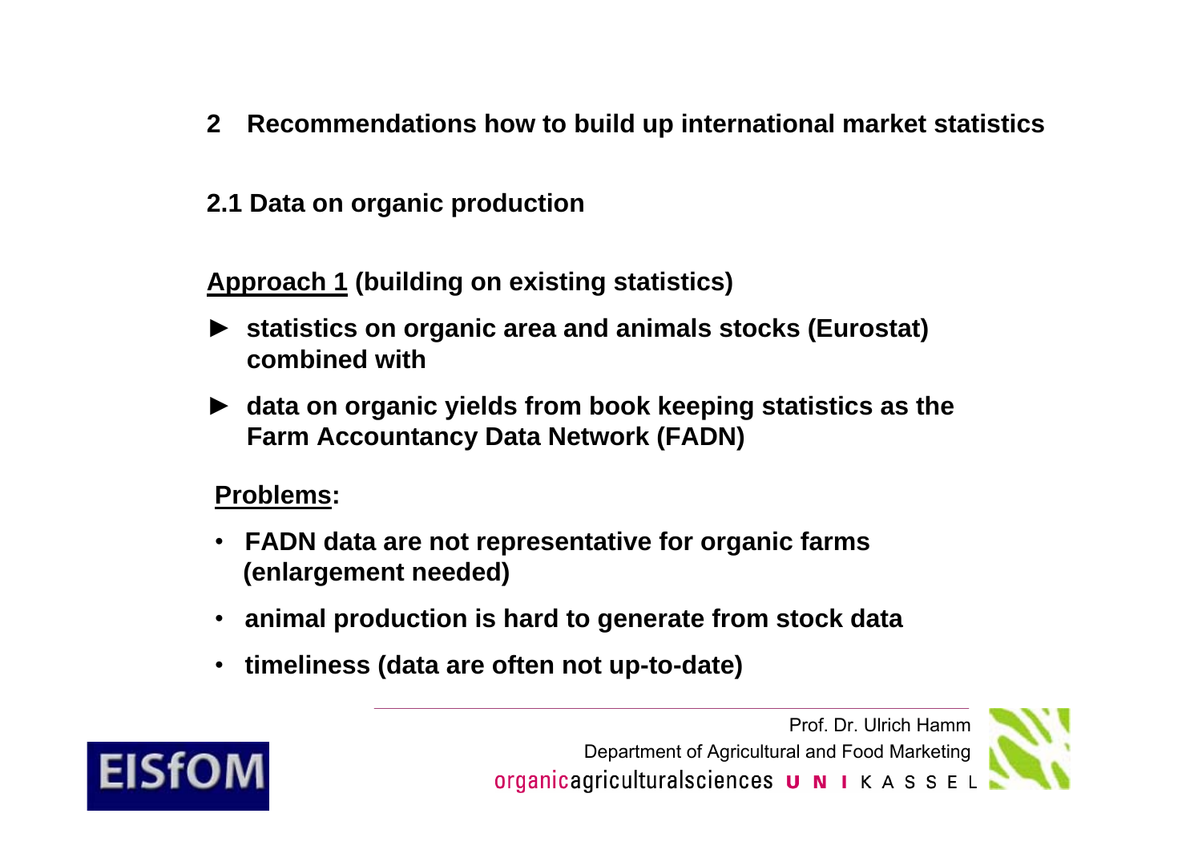## 2 Recommendations how to build up international market statistics

### 2.1 Data on organic production

**Approach 1 (building on existing statistics)**

- ► **statistics on organic area and animals stocks (Eurostat) combined with**
- ► **data on organic yields from book keeping statistics as the Farm Accountancy Data Network (FADN)**

**Problems:**

- **FADN data are not representative for organic farms (enlargement needed)**
- **animal production is hard to generate from stock data**
- **timeliness (data are often not up-to-date)**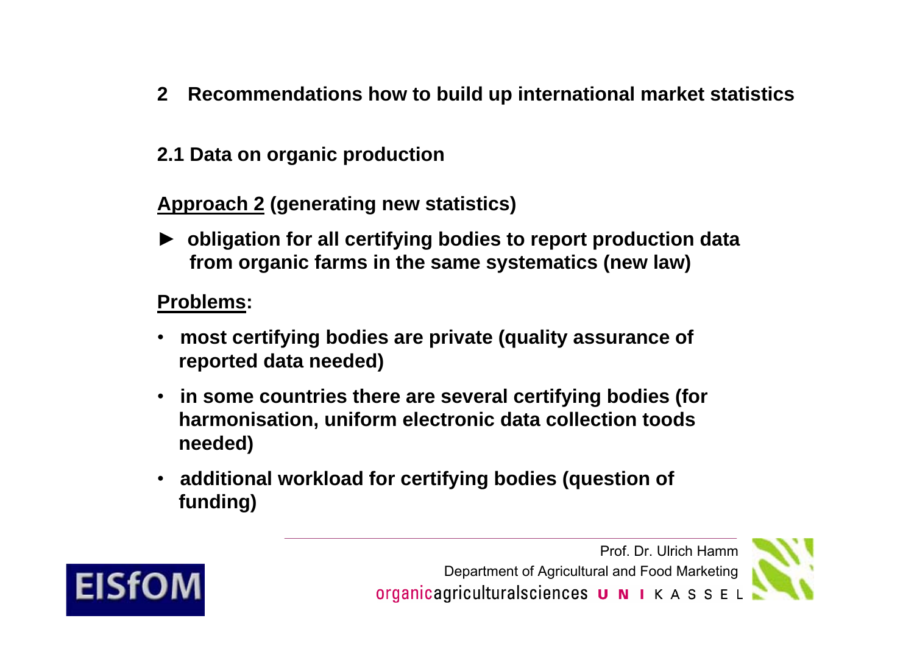## 2 Recommendations how to build up international market statistics

### 2.1 Data on organic production

**Approach 2 (generating new statistics)**

► **obligation for all certifying bodies to report production data from organic farms in the same systematics (new law)**

**Problems:**

- **most certifying bodies are private (quality assurance of reported data needed)**
- **in some countries there are several certifying bodies (for harmonisation, uniform electronic data collection toods needed)**
- **additional workload for certifying bodies (question of funding)**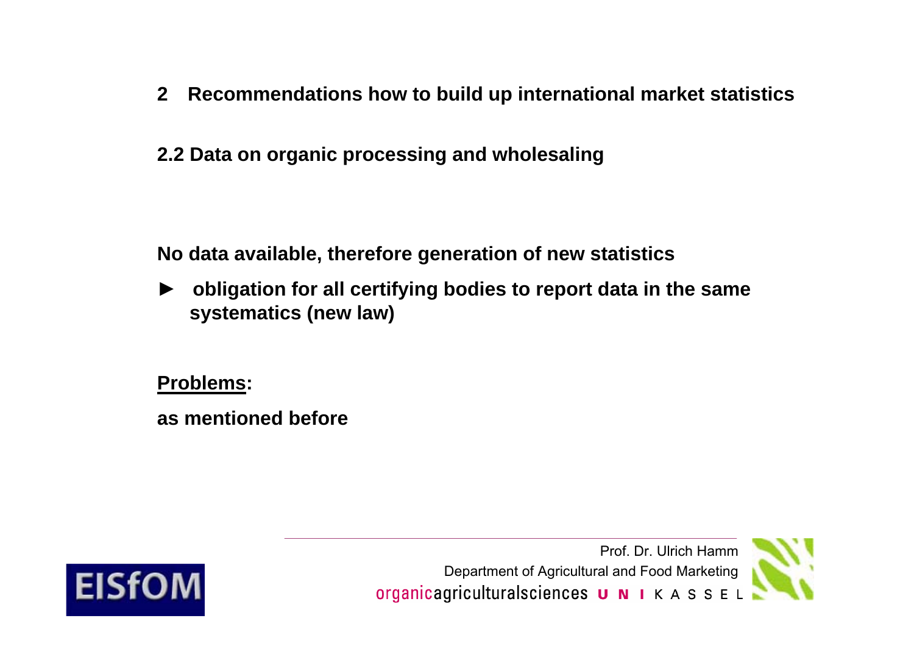## 2 Recommendations how to build up international market statistics

### 2.2 Data on organic processing and wholesaling

**No data available, therefore generation of new statistics**

- ► **obligation for all certifying bodies to report data in the same systematics (new law)**

**Problems:**

**as mentioned before**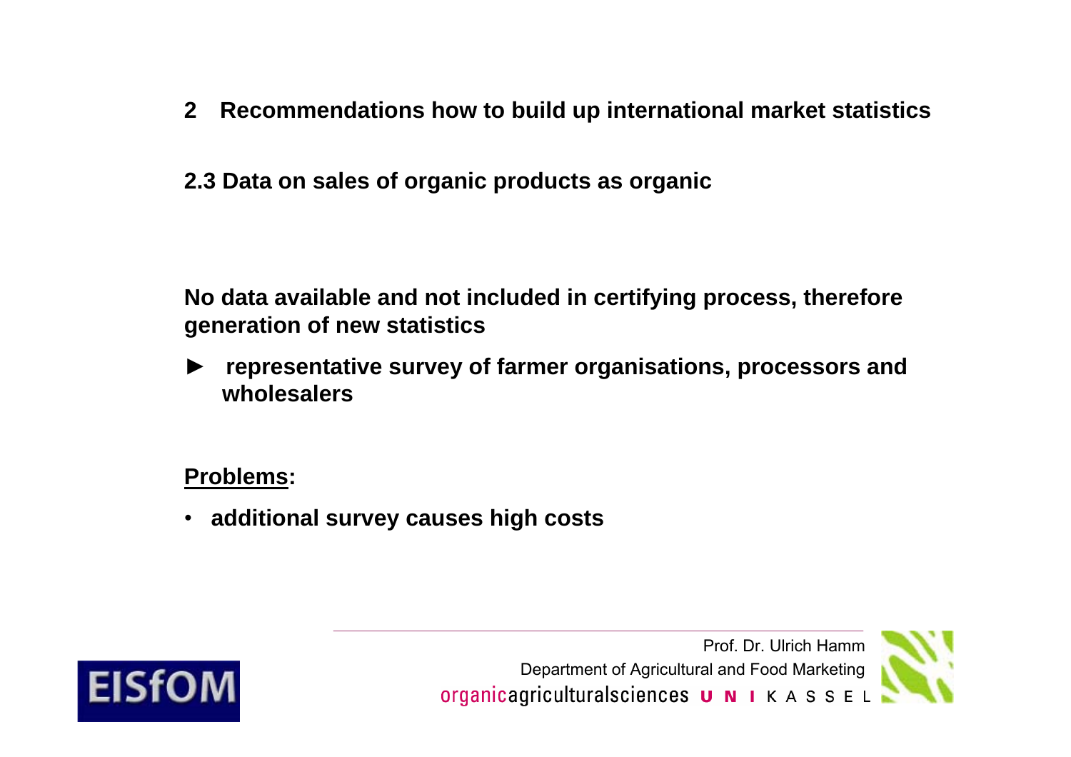## 2 Recommendations how to build up international market statistics

### 2.3 Data on sales of organic products as organic

**No data available and not included in certifying process, therefore generation of new statistics**

► **representative survey of farmer organisations, processors and wholesalers**

**Problems:**

- **additional survey causes high costs**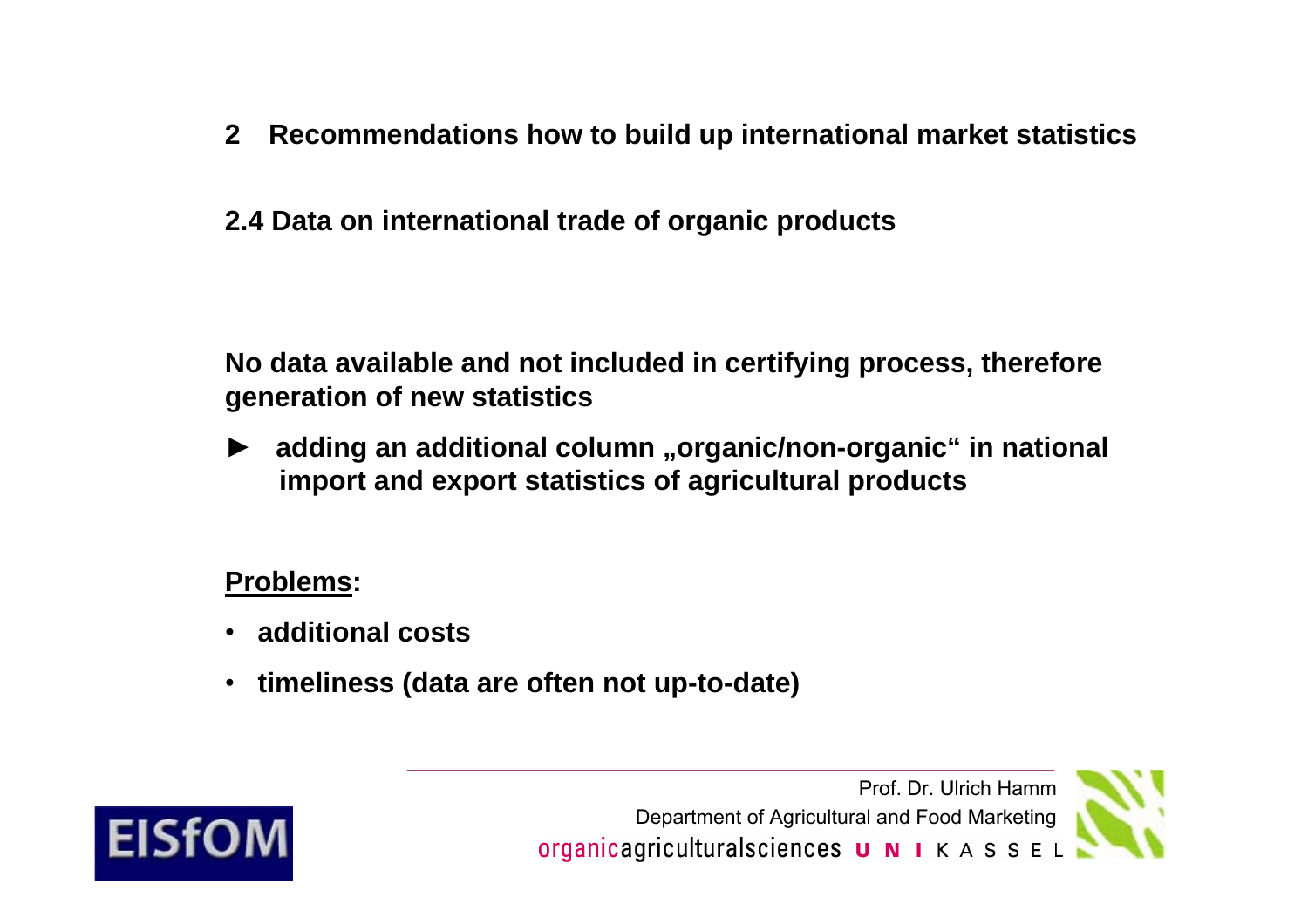## 2 Recommendations how to build up international market statistics

### 2.4 Data on international trade of organic products

**No data available and not included in certifying process, therefore generation of new statistics**

► **adding an additional column „organic/non-organic“ in national import and export statistics of agricultural products**

**Problems:**

- **additional costs**
- **timeliness (data are often not up-to-date)**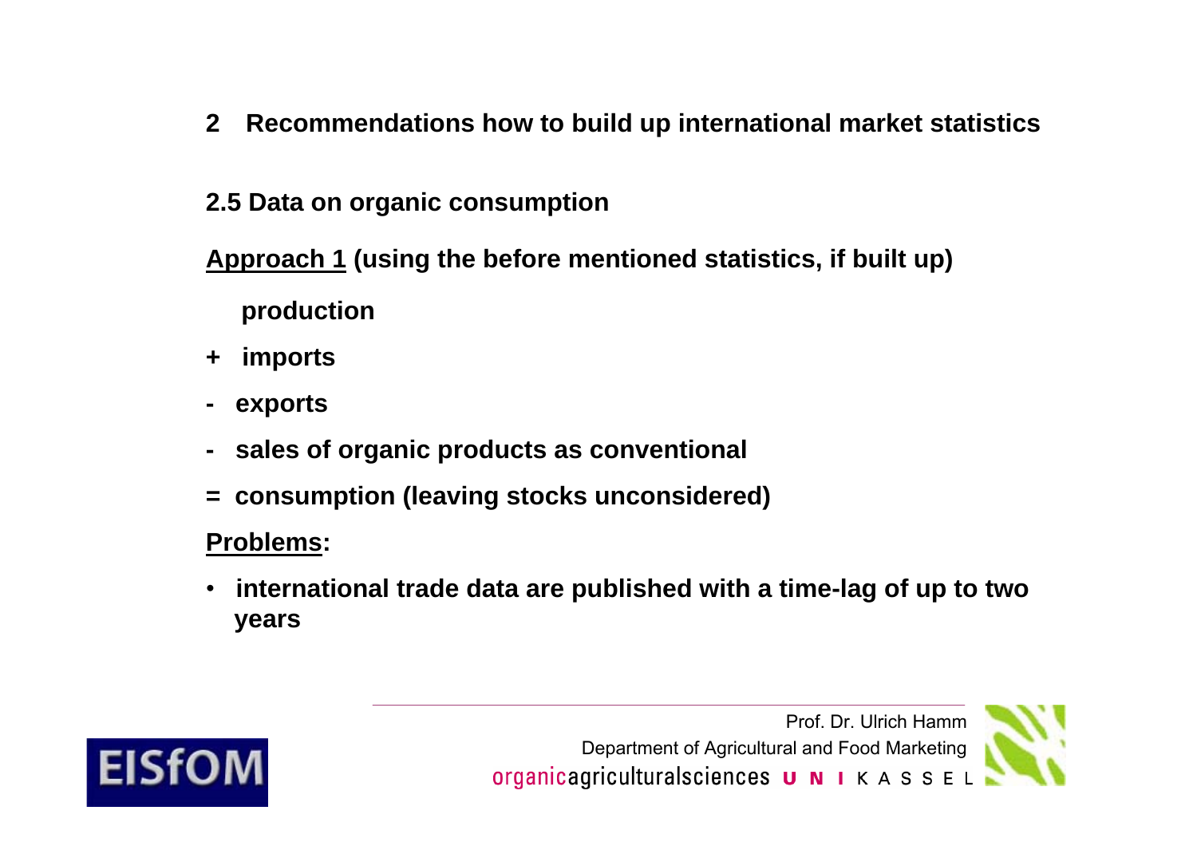## 2 Recommendations how to build up international market statistics

### 2.5 Data on organic consumption

**<u>Approach 1</u> (using the before mentioned statistics, if built up)**

**production**

**+ imports**

**- exports**

**- sales of organic products as conventional**

**= consumption (leaving stocks unconsidered)**

**<u>Problems</u>:**

- **international trade data are published with a time-lag of up to two years**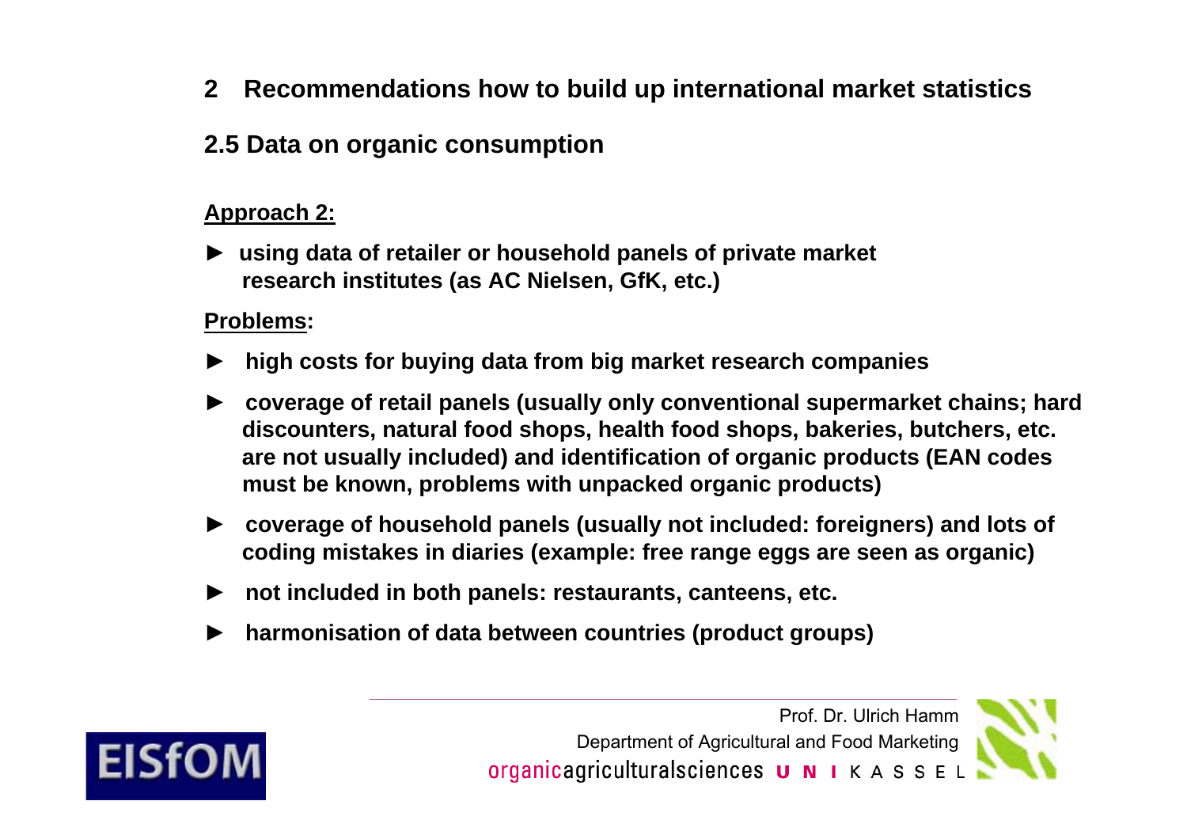## 2 Recommendations how to build up international market statistics

### 2.5 Data on organic consumption

**Approach 2:**

► **using data of retailer or household panels of private market research institutes (as AC Nielsen, GfK, etc.)**

**Problems:**

- ► **high costs for buying data from big market research companies**
- ► **coverage of retail panels (usually only conventional supermarket chains; hard discounters, natural food shops, health food shops, bakeries, butchers, etc. are not usually included) and identification of organic products (EAN codes must be known, problems with unpacked organic products)**
- ► **coverage of household panels (usually not included: foreigners) and lots of coding mistakes in diaries (example: free range eggs are seen as organic)**
- ► **not included in both panels: restaurants, canteens, etc.**
- ► **harmonisation of data between countries (product groups)**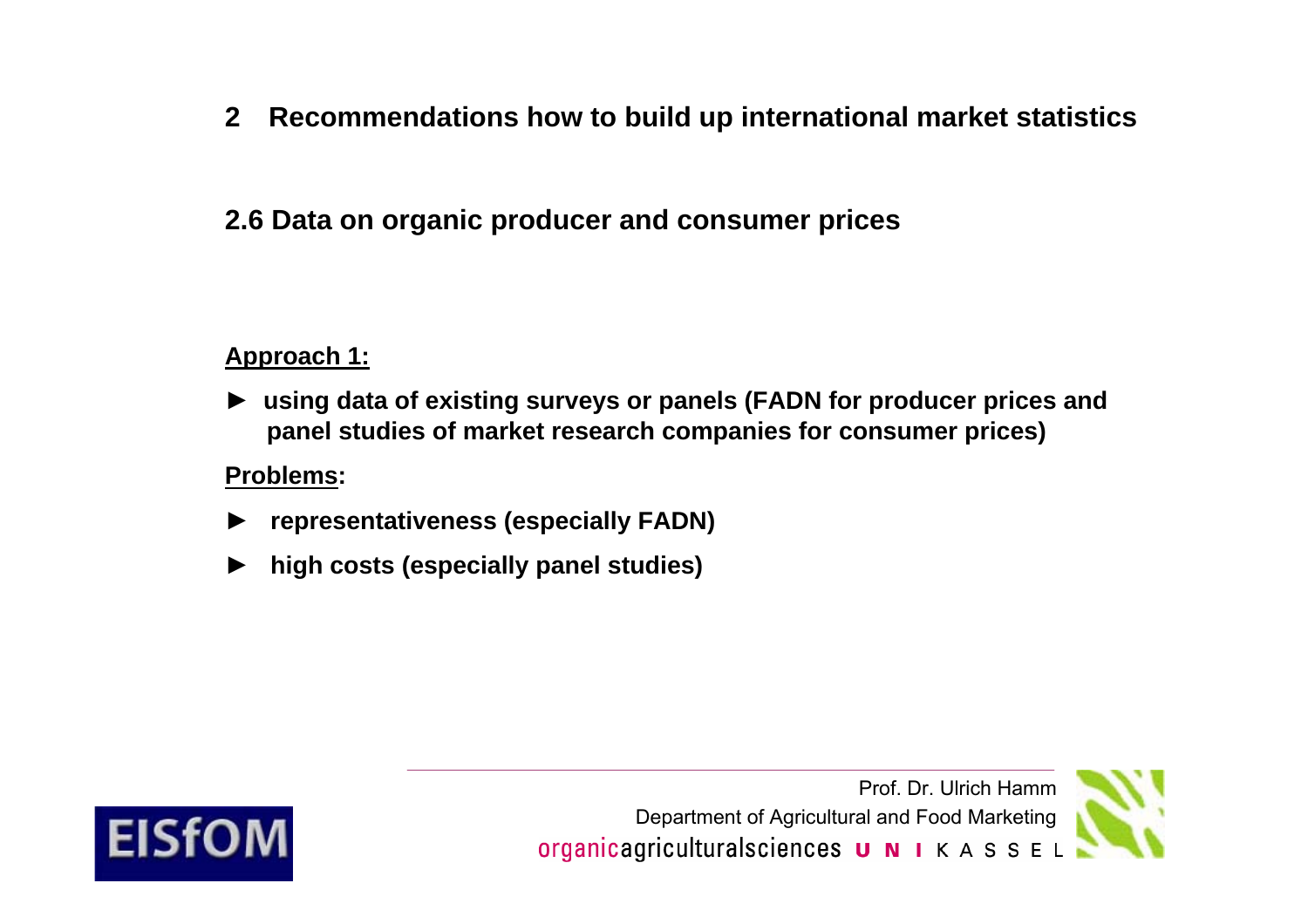## 2 Recommendations how to build up international market statistics

### 2.6 Data on organic producer and consumer prices

**Approach 1:**

- **using data of existing surveys or panels (FADN for producer prices and panel studies of market research companies for consumer prices)**

**Problems:**

- **representativeness (especially FADN)**
- **high costs (especially panel studies)**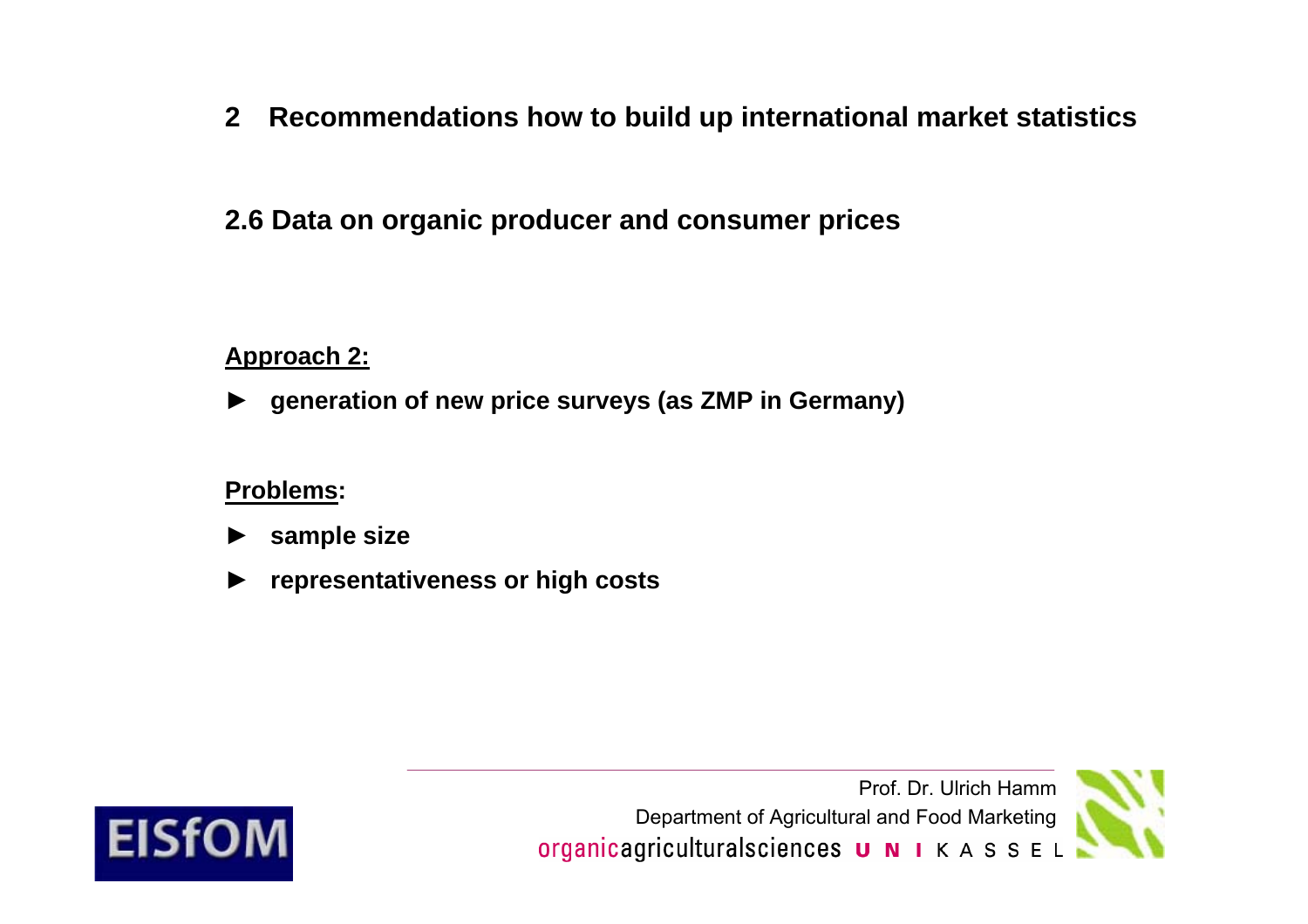# 2 Recommendations how to build up international market statistics

## 2.6 Data on organic producer and consumer prices

**Approach 2:**

- **generation of new price surveys (as ZMP in Germany)**

**Problems:**

- **sample size**
- **representativeness or high costs**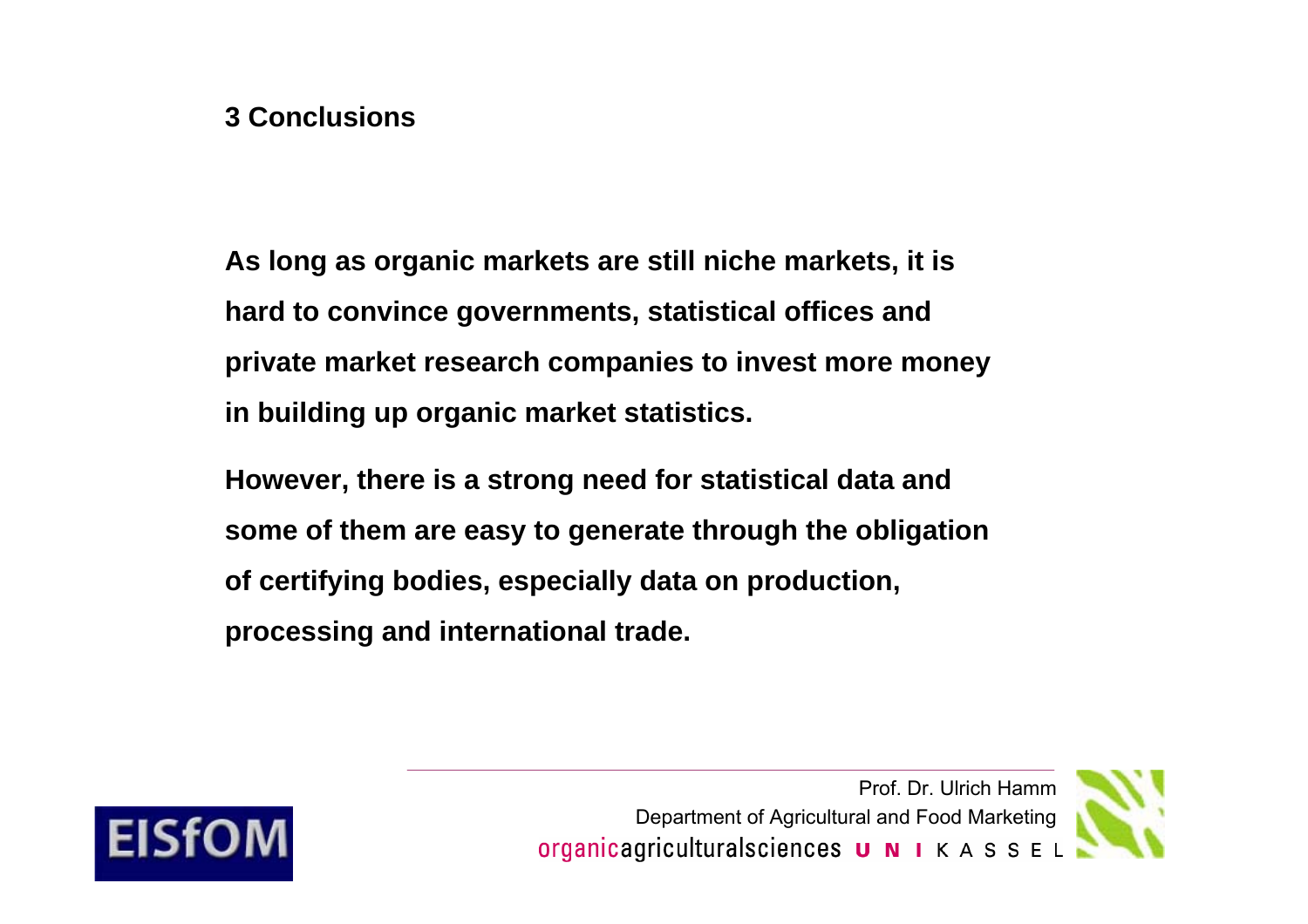## 3 Conclusions

**As long as organic markets are still niche markets, it is hard to convince governments, statistical offices and private market research companies to invest more money in building up organic market statistics.**

**However, there is a strong need for statistical data and some of them are easy to generate through the obligation of certifying bodies, especially data on production, processing and international trade.**